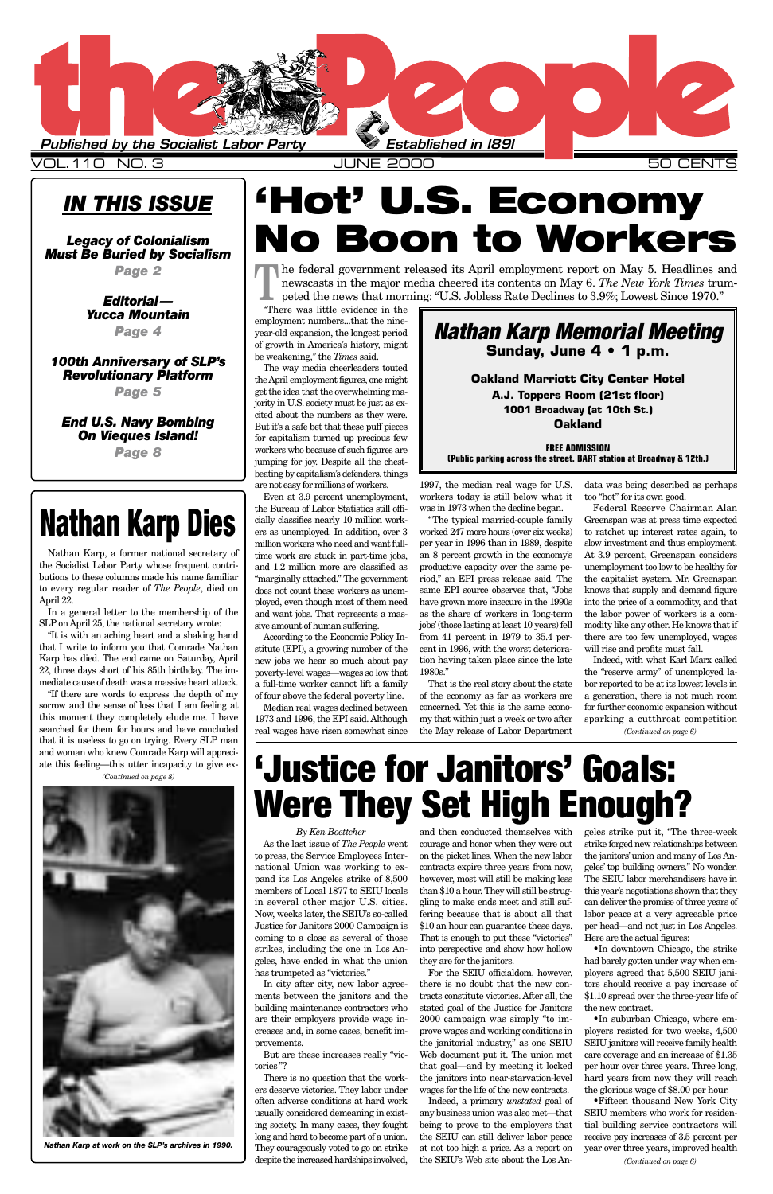# the People

*Published by the Socialist Labor Party* — *Established in 1891*

VOL. 110 NO. 3 — JUNE 2000 — 50 CENTS

## IN THIS ISSUE

***Legacy of Colonialism Must Be Buried by Socialism*** — Page 2

***Editorial— Yucca Mountain*** — Page 4

***100th Anniversary of SLP's Revolutionary Platform*** — Page 5

***End U.S. Navy Bombing On Vieques Island!*** — Page 8

# 'Hot' U.S. Economy No Boon to Workers

The federal government released its April employment report on May 5. Headlines and newscasts in the major media cheered its contents on May 6. *The New York Times* trumpeted the news that morning: "U.S. Jobless Rate Declines to 3.9%; Lowest Since 1970."

"There was little evidence in the employment numbers...that the nine-year-old expansion, the longest period of growth in America's history, might be weakening," the *Times* said.

The way media cheerleaders touted the April employment figures, one might get the idea that the overwhelming majority in U.S. society must be just as excited about the numbers as they were. But it's a safe bet that these puff pieces for capitalism turned up precious few workers who because of such figures are jumping for joy. Despite all the chest-beating by capitalism's defenders, things are not easy for millions of workers.

Even at 3.9 percent unemployment, the Bureau of Labor Statistics still officially classifies nearly 10 million workers as unemployed. In addition, over 3 million workers who need and want full-time work are stuck in part-time jobs, and 1.2 million more are classified as "marginally attached." The government does not count these workers as unemployed, even though most of them need and want jobs. That represents a massive amount of human suffering.

According to the Economic Policy Institute (EPI), a growing number of the new jobs we hear so much about pay poverty-level wages—wages so low that a full-time worker cannot lift a family of four above the federal poverty line.

Median real wages declined between 1973 and 1996, the EPI said. Although real wages have risen somewhat since 1997, the median real wage for U.S. workers today is still below what it was in 1973 when the decline began.

"The typical married-couple family worked 247 more hours (over six weeks) per year in 1996 than in 1989, despite an 8 percent growth in the economy's productive capacity over the same period," an EPI press release said. The same EPI source observes that, "Jobs have grown more insecure in the 1990s as the share of workers in 'long-term jobs' (those lasting at least 10 years) fell from 41 percent in 1979 to 35.4 percent in 1996, with the worst deterioration having taken place since the late 1980s."

That is the real story about the state of the economy as far as workers are concerned. Yet this is the same economy that within just a week or two after the May release of Labor Department data was being described as perhaps too "hot" for its own good.

Federal Reserve Chairman Alan Greenspan was at press time expected to ratchet up interest rates again, to slow investment and thus employment. At 3.9 percent, Greenspan considers unemployment too low to be healthy for the capitalist system. Mr. Greenspan knows that supply and demand figure into the price of a commodity, and that the labor power of workers is a commodity like any other. He knows that if there are too few unemployed, wages will rise and profits must fall.

Indeed, with what Karl Marx called the "reserve army" of unemployed labor reported to be at its lowest levels in a generation, there is not much room for further economic expansion without sparking a cutthroat competition

*(Continued on page 6)*

## Nathan Karp Memorial Meeting

**Sunday, June 4 • 1 p.m.**

**Oakland Marriott City Center Hotel**
**A.J. Toppers Room (21st floor)**
**1001 Broadway (at 10th St.)**
**Oakland**

**FREE ADMISSION**
**(Public parking across the street. BART station at Broadway & 12th.)**

# Nathan Karp Dies

Nathan Karp, a former national secretary of the Socialist Labor Party whose frequent contributions to these columns made his name familiar to every regular reader of *The People*, died on April 22.

In a general letter to the membership of the SLP on April 25, the national secretary wrote:

"It is with an aching heart and a shaking hand that I write to inform you that Comrade Nathan Karp has died. The end came on Saturday, April 22, three days short of his 85th birthday. The immediate cause of death was a massive heart attack.

"If there are words to express the depth of my sorrow and the sense of loss that I am feeling at this moment they completely elude me. I have searched for them for hours and have concluded that it is useless to go on trying. Every SLP man and woman who knew Comrade Karp will appreciate this feeling—this utter incapacity to give ex-

*(Continued on page 8)*

***Nathan Karp at work on the SLP's archives in 1990.***

# 'Justice for Janitors' Goals: Were They Set High Enough?

*By Ken Boettcher*

As the last issue of *The People* went to press, the Service Employees International Union was working to expand its Los Angeles strike of 8,500 members of Local 1877 to SEIU locals in several other major U.S. cities. Now, weeks later, the SEIU's so-called Justice for Janitors 2000 Campaign is coming to a close as several of those strikes, including the one in Los Angeles, have ended in what the union has trumpeted as "victories."

In city after city, new labor agreements between the janitors and the building maintenance contractors who are their employers provide wage increases and, in some cases, benefit improvements.

But are these increases really "victories"?

There is no question that the workers deserve victories. They labor under often adverse conditions at hard work usually considered demeaning in existing society. In many cases, they fought long and hard to become part of a union. They courageously voted to go on strike despite the increased hardships involved, and then conducted themselves with courage and honor when they were out on the picket lines. When the new labor contracts expire three years from now, however, most will still be making less than $10 a hour. They will still be struggling to make ends meet and still suffering because that is about all that $10 an hour can guarantee these days. That is enough to put these "victories" into perspective and show how hollow they are for the janitors.

For the SEIU officialdom, however, there is no doubt that the new contracts constitute victories. After all, the stated goal of the Justice for Janitors 2000 campaign was simply "to improve wages and working conditions in the janitorial industry," as one SEIU Web document put it. The union met that goal—and by meeting it locked the janitors into near-starvation-level wages for the life of the new contracts.

Indeed, a primary *unstated* goal of any business union was also met—that being to prove to the employers that the SEIU can still deliver labor peace at not too high a price. As a report on the SEIU's Web site about the Los Angeles strike put it, "The three-week strike forged new relationships between the janitors' union and many of Los Angeles' top building owners." No wonder. The SEIU labor merchandisers have in this year's negotiations shown that they can deliver the promise of three years of labor peace at a very agreeable price per head—and not just in Los Angeles. Here are the actual figures:

- In downtown Chicago, the strike had barely gotten under way when employers agreed that 5,500 SEIU janitors should receive a pay increase of $1.10 spread over the three-year life of the new contract.
- In suburban Chicago, where employers resisted for two weeks, 4,500 SEIU janitors will receive family health care coverage and an increase of $1.35 per hour over three years. Three long, hard years from now they will reach the glorious wage of $8.00 per hour.
- Fifteen thousand New York City SEIU members who work for residential building service contractors will receive pay increases of 3.5 percent per year over three years, improved health

*(Continued on page 6)*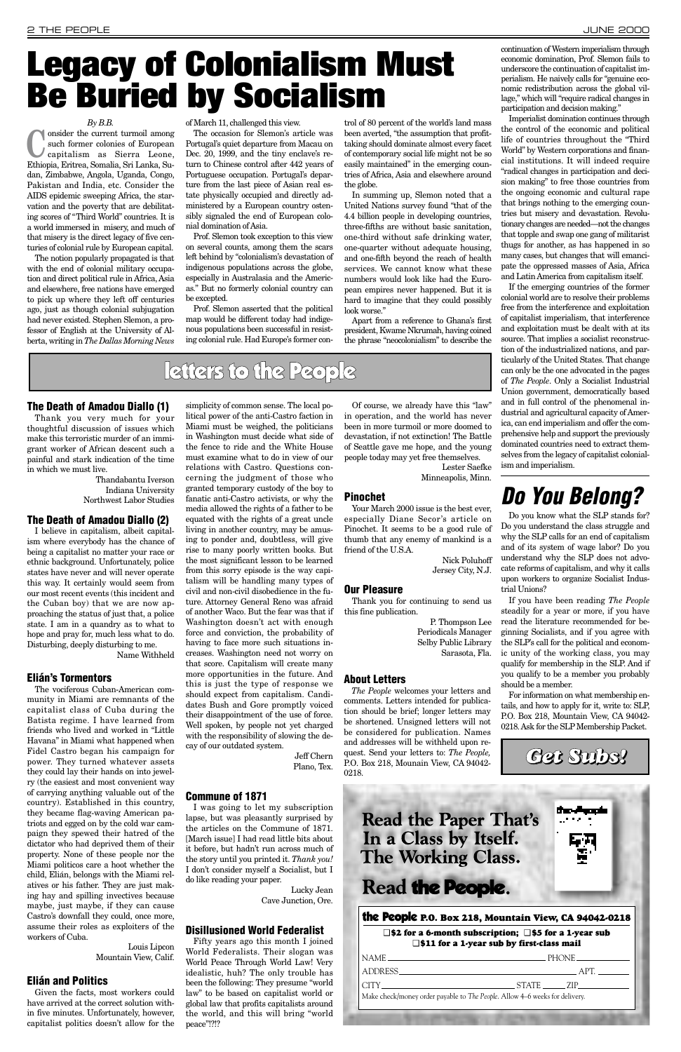# Legacy of Colonialism Must Be Buried by Socialism

*By B.B.*

Consider the current turmoil among such former colonies of European capitalism as Sierra Leone, Ethiopia, Eritrea, Somalia, Sri Lanka, Sudan, Zimbabwe, Angola, Uganda, Congo, Pakistan and India, etc. Consider the AIDS epidemic sweeping Africa, the starvation and the poverty that are debilitating scores of "Third World" countries. It is a world immersed in misery, and much of that misery is the direct legacy of five centuries of colonial rule by European capital.

The notion popularly propagated is that with the end of colonial military occupation and direct political rule in Africa, Asia and elsewhere, free nations have emerged to pick up where they left off centuries ago, just as though colonial subjugation had never existed. Stephen Slemon, a professor of English at the University of Alberta, writing in *The Dallas Morning News* of March 11, challenged this view.

The occasion for Slemon's article was Portugal's quiet departure from Macau on Dec. 20, 1999, and the tiny enclave's return to Chinese control after 442 years of Portuguese occupation. Portugal's departure from the last piece of Asian real estate physically occupied and directly administered by a European country ostensibly signaled the end of European colonial domination of Asia.

Prof. Slemon took exception to this view on several counts, among them the scars left behind by "colonialism's devastation of indigenous populations across the globe, especially in Australasia and the Americas." But no formerly colonial country can be excepted.

Prof. Slemon asserted that the political map would be different today had indigenous populations been successful in resisting colonial rule. Had Europe's former control of 80 percent of the world's land mass been averted, "the assumption that profit-taking should dominate almost every facet of contemporary social life might not be so easily maintained" in the emerging countries of Africa, Asia and elsewhere around the globe.

In summing up, Slemon noted that a United Nations survey found "that of the 4.4 billion people in developing countries, three-fifths are without basic sanitation, one-third without safe drinking water, one-quarter without adequate housing, and one-fifth beyond the reach of health services. We cannot know what these numbers would look like had the European empires never happened. But it is hard to imagine that they could possibly look worse."

Apart from a reference to Ghana's first president, Kwame Nkrumah, having coined the phrase "neocolonialism" to describe the continuation of Western imperialism through economic domination, Prof. Slemon fails to underscore the continuation of capitalist imperialism. He naively calls for "genuine economic redistribution across the global village," which will "require radical changes in participation and decision making."

Imperialist domination continues through the control of the economic and political life of countries throughout the "Third World" by Western corporations and financial institutions. It will indeed require "radical changes in participation and decision making" to free those countries from the ongoing economic and cultural rape that brings nothing to the emerging countries but misery and devastation. Revolutionary changes are needed—not the changes that topple and swap one gang of militarist thugs for another, as has happened in so many cases, but changes that will emancipate the oppressed masses of Asia, Africa and Latin America from capitalism itself.

If the emerging countries of the former colonial world are to resolve their problems free from the interference and exploitation of capitalist imperialism, that interference and exploitation must be dealt with at its source. That implies a socialist reconstruction of the industrialized nations, and particularly of the United States. That change can only be the one advocated in the pages of *The People*. Only a Socialist Industrial Union government, democratically based and in full control of the phenomenal industrial and agricultural capacity of America, can end imperialism and offer the comprehensive help and support the previously dominated countries need to extract themselves from the legacy of capitalist colonialism and imperialism.

# Do You Belong?

Do you know what the SLP stands for? Do you understand the class struggle and why the SLP calls for an end of capitalism and of its system of wage labor? Do you understand why the SLP does not advocate reforms of capitalism, and why it calls upon workers to organize Socialist Industrial Unions?

If you have been reading *The People* steadily for a year or more, if you have read the literature recommended for beginning Socialists, and if you agree with the SLP's call for the political and economic unity of the working class, you may qualify for membership in the SLP. And if you qualify to be a member you probably should be a member.

For information on what membership entails, and how to apply for it, write to: SLP, P.O. Box 218, Mountain View, CA 94042-0218. Ask for the SLP Membership Packet.

# Letters to the People

### The Death of Amadou Diallo (1)

Thank you very much for your thoughtful discussion of issues which make this terroristic murder of an immigrant worker of African descent such a painful and stark indication of the time in which we must live.

Thandabantu Iverson
Indiana University
Northwest Labor Studies

### The Death of Amadou Diallo (2)

I believe in capitalism, albeit capitalism where everybody has the chance of being a capitalist no matter your race or ethnic background. Unfortunately, police states have never and will never operate this way. It certainly would seem from our most recent events (this incident and the Cuban boy) that we are now approaching the status of just that, a police state. I am in a quandary as to what to hope and pray for, much less what to do. Disturbing, deeply disturbing to me.

Name Withheld

### Elián's Tormentors

The vociferous Cuban-American community in Miami are remnants of the capitalist class of Cuba during the Batista regime. I have learned from friends who lived and worked in "Little Havana" in Miami what happened when Fidel Castro began his campaign for power. They turned whatever assets they could lay their hands on into jewelry (the easiest and most convenient way of carrying anything valuable out of the country). Established in this country, they became flag-waving American patriots and egged on by the cold war campaign they spewed their hatred of the dictator who had deprived them of their property. None of these people nor the Miami politicos care a hoot whether the child, Elián, belongs with the Miami relatives or his father. They are just making hay and spilling invectives because maybe, just maybe, if they can cause Castro's downfall they could, once more, assume their roles as exploiters of the workers of Cuba.

Louis Lipcon
Mountain View, Calif.

### Elián and Politics

Given the facts, most workers could have arrived at the correct solution within five minutes. Unfortunately, however, capitalist politics doesn't allow for the simplicity of common sense. The local political power of the anti-Castro faction in Miami must be weighed, the politicians in Washington must decide what side of the fence to ride and the White House must examine what to do in view of our relations with Castro. Questions concerning the judgment of those who granted temporary custody of the boy to fanatic anti-Castro activists, or why the media allowed the rights of a father to be equated with the rights of a great uncle living in another country, may be amusing to ponder and, doubtless, will give rise to many poorly written books. But the most significant lesson to be learned from this sorry episode is the way capitalism will be handling many types of civil and non-civil disobedience in the future. Attorney General Reno was afraid of another Waco. But the fear was that if Washington doesn't act with enough force and conviction, the probability of having to face more such situations increases. Washington need not worry on that score. Capitalism will create many more opportunities in the future. And this is just the type of response we should expect from capitalism. Candidates Bush and Gore promptly voiced their disappointment of the use of force. Well spoken, by people not yet charged with the responsibility of slowing the decay of our outdated system.

Jeff Chern
Plano, Tex.

### Commune of 1871

I was going to let my subscription lapse, but was pleasantly surprised by the articles on the Commune of 1871. [March issue] I had read little bits about it before, but hadn't run across much of the story until you printed it. *Thank you!* I don't consider myself a Socialist, but I do like reading your paper.

Lucky Jean
Cave Junction, Ore.

### Disillusioned World Federalist

Fifty years ago this month I joined World Federalists. Their slogan was World Peace Through World Law! Very idealistic, huh? The only trouble has been the following: They presume "world law" to be based on capitalist world or global law that profits capitalists around the world, and this will bring "world peace"!?!?

Of course, we already have this "law" in operation, and the world has never been in more turmoil or more doomed to devastation, if not extinction! The Battle of Seattle gave me hope, and the young people today may yet free themselves.

Lester Saefke
Minneapolis, Minn.

### Pinochet

Your March 2000 issue is the best ever, especially Diane Secor's article on Pinochet. It seems to be a good rule of thumb that any enemy of mankind is a friend of the U.S.A.

Nick Poluhoff
Jersey City, N.J.

### Our Pleasure

Thank you for continuing to send us this fine publication.

P. Thompson Lee
Periodicals Manager
Selby Public Library
Sarasota, Fla.

### About Letters

*The People* welcomes your letters and comments. Letters intended for publication should be brief; longer letters may be shortened. Unsigned letters will not be considered for publication. Names and addresses will be withheld upon request. Send your letters to: *The People,* P.O. Box 218, Mounain View, CA 94042-0218.

# Get Subs!

**Read the Paper That's In a Class by Itself. The Working Class.**

**Read the People.**

**the People P.O. Box 218, Mountain View, CA 94042-0218**

❑ $2 for a 6-month subscription; ❑ $5 for a 1-year sub
❑ $11 for a 1-year sub by first-class mail

NAME ______________________ PHONE ________
ADDRESS ______________________ APT. ________
CITY ______________ STATE ______ ZIP ________

Make check/money order payable to *The People*. Allow 4–6 weeks for delivery.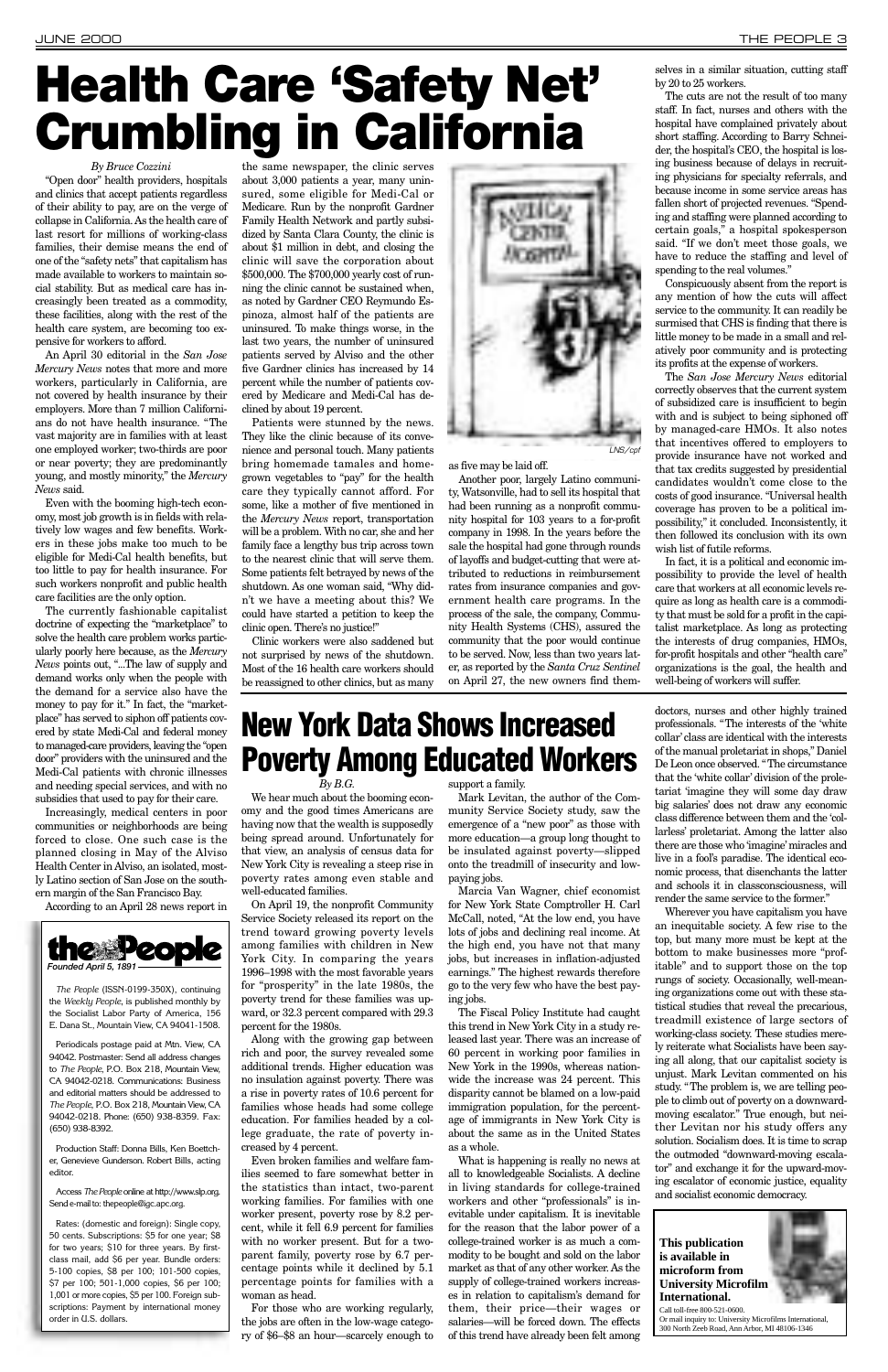# Health Care 'Safety Net' Crumbling in California

*By Bruce Cozzini*

"Open door" health providers, hospitals and clinics that accept patients regardless of their ability to pay, are on the verge of collapse in California. As the health care of last resort for millions of working-class families, their demise means the end of one of the "safety nets" that capitalism has made available to workers to maintain social stability. But as medical care has increasingly been treated as a commodity, these facilities, along with the rest of the health care system, are becoming too expensive for workers to afford.

An April 30 editorial in the *San Jose Mercury News* notes that more and more workers, particularly in California, are not covered by health insurance by their employers. More than 7 million Californians do not have health insurance. "The vast majority are in families with at least one employed worker; two-thirds are poor or near poverty; they are predominantly young, and mostly minority," the *Mercury News* said.

Even with the booming high-tech economy, most job growth is in fields with relatively low wages and few benefits. Workers in these jobs make too much to be eligible for Medi-Cal health benefits, but too little to pay for health insurance. For such workers nonprofit and public health care facilities are the only option.

The currently fashionable capitalist doctrine of expecting the "marketplace" to solve the health care problem works particularly poorly here because, as the *Mercury News* points out, "...The law of supply and demand works only when the people with the demand for a service also have the money to pay for it." In fact, the "marketplace" has served to siphon off patients covered by state Medi-Cal and federal money to managed-care providers, leaving the "open door" providers with the uninsured and the Medi-Cal patients with chronic illnesses and needing special services, and with no subsidies that used to pay for their care.

Increasingly, medical centers in poor communities or neighborhoods are being forced to close. One such case is the planned closing in May of the Alviso Health Center in Alviso, an isolated, mostly Latino section of San Jose on the southern margin of the San Francisco Bay.

According to an April 28 news report in the same newspaper, the clinic serves about 3,000 patients a year, many uninsured, some eligible for Medi-Cal or Medicare. Run by the nonprofit Gardner Family Health Network and partly subsidized by Santa Clara County, the clinic is about $1 million in debt, and closing the clinic will save the corporation about $500,000. The $700,000 yearly cost of running the clinic cannot be sustained when, as noted by Gardner CEO Reymundo Espinoza, almost half of the patients are uninsured. To make things worse, in the last two years, the number of uninsured patients served by Alviso and the other five Gardner clinics has increased by 14 percent while the number of patients covered by Medicare and Medi-Cal has declined by about 19 percent.

Patients were stunned by the news. They like the clinic because of its convenience and personal touch. Many patients bring homemade tamales and homegrown vegetables to "pay" for the health care they typically cannot afford. For some, like a mother of five mentioned in the *Mercury News* report, transportation will be a problem. With no car, she and her family face a lengthy bus trip across town to the nearest clinic that will serve them. Some patients felt betrayed by news of the shutdown. As one woman said, "Why didn't we have a meeting about this? We could have started a petition to keep the clinic open. There's no justice!"

Clinic workers were also saddened but not surprised by news of the shutdown. Most of the 16 health care workers should be reassigned to other clinics, but as many as five may be laid off.

Another poor, largely Latino community, Watsonville, had to sell its hospital that had been running as a nonprofit community hospital for 103 years to a for-profit company in 1998. In the years before the sale the hospital had gone through rounds of layoffs and budget-cutting that were attributed to reductions in reimbursement rates from insurance companies and government health care programs. In the process of the sale, the company, Community Health Systems (CHS), assured the community that the poor would continue to be served. Now, less than two years later, as reported by the *Santa Cruz Sentinel* on April 27, the new owners find themselves in a similar situation, cutting staff by 20 to 25 workers.

The cuts are not the result of too many staff. In fact, nurses and others with the hospital have complained privately about short staffing. According to Barry Schneider, the hospital's CEO, the hospital is losing business because of delays in recruiting physicians for specialty referrals, and because income in some service areas has fallen short of projected revenues. "Spending and staffing were planned according to certain goals," a hospital spokesperson said. "If we don't meet those goals, we have to reduce the staffing and level of spending to the real volumes."

Conspicuously absent from the report is any mention of how the cuts will affect service to the community. It can readily be surmised that CHS is finding that there is little money to be made in a small and relatively poor community and is protecting its profits at the expense of workers.

The *San Jose Mercury News* editorial correctly observes that the current system of subsidized care is insufficient to begin with and is subject to being siphoned off by managed-care HMOs. It also notes that incentives offered to employers to provide insurance have not worked and that tax credits suggested by presidential candidates wouldn't come close to the costs of good insurance. "Universal health coverage has proven to be a political impossibility," it concluded. Inconsistently, it then followed its conclusion with its own wish list of futile reforms.

In fact, it is a political and economic impossibility to provide the level of health care that workers at all economic levels require as long as health care is a commodity that must be sold for a profit in the capitalist marketplace. As long as protecting the interests of drug companies, HMOs, for-profit hospitals and other "health care" organizations is the goal, the health and well-being of workers will suffer.

# New York Data Shows Increased Poverty Among Educated Workers

*By B.G.*

We hear much about the booming economy and the good times Americans are having now that the wealth is supposedly being spread around. Unfortunately for that view, an analysis of census data for New York City is revealing a steep rise in poverty rates among even stable and well-educated families.

On April 19, the nonprofit Community Service Society released its report on the trend toward growing poverty levels among families with children in New York City. In comparing the years 1996–1998 with the most favorable years for "prosperity" in the late 1980s, the poverty trend for these families was upward, or 32.3 percent compared with 29.3 percent for the 1980s.

Along with the growing gap between rich and poor, the survey revealed some additional trends. Higher education was no insulation against poverty. There was a rise in poverty rates of 10.6 percent for families whose heads had some college education. For families headed by a college graduate, the rate of poverty increased by 4 percent.

Even broken families and welfare families seemed to fare somewhat better in the statistics than intact, two-parent working families. For families with one worker present, poverty rose by 8.2 percent, while it fell 6.9 percent for families with no worker present. But for a two-parent family, poverty rose by 6.7 percentage points while it declined by 5.1 percentage points for families with a woman as head.

For those who are working regularly, the jobs are often in the low-wage category of $6–$8 an hour—scarcely enough to support a family.

Mark Levitan, the author of the Community Service Society study, saw the emergence of a "new poor" as those with more education—a group long thought to be insulated against poverty—slipped onto the treadmill of insecurity and low-paying jobs.

Marcia Van Wagner, chief economist for New York State Comptroller H. Carl McCall, noted, "At the low end, you have lots of jobs and declining real income. At the high end, you have not that many jobs, but increases in inflation-adjusted earnings." The highest rewards therefore go to the very few who have the best paying jobs.

The Fiscal Policy Institute had caught this trend in New York City in a study released last year. There was an increase of 60 percent in working poor families in New York in the 1990s, whereas nationwide the increase was 24 percent. This disparity cannot be blamed on a low-paid immigration population, for the percentage of immigrants in New York City is about the same as in the United States as a whole.

What is happening is really no news at all to knowledgeable Socialists. A decline in living standards for college-trained workers and other "professionals" is inevitable under capitalism. It is inevitable for the reason that the labor power of a college-trained worker is as much a commodity to be bought and sold on the labor market as that of any other worker. As the supply of college-trained workers increases in relation to capitalism's demand for them, their price—their wages or salaries—will be forced down. The effects of this trend have already been felt among doctors, nurses and other highly trained professionals. "The interests of the 'white collar' class are identical with the interests of the manual proletariat in shops," Daniel De Leon once observed. "The circumstance that the 'white collar' division of the proletariat 'imagine they will some day draw big salaries' does not draw any economic class difference between them and the 'collarless' proletariat. Among the latter also there are those who 'imagine' miracles and live in a fool's paradise. The identical economic process, that disenchants the latter and schools it in classconsciousness, will render the same service to the former."

Wherever you have capitalism you have an inequitable society. A few rise to the top, but many more must be kept at the bottom to make businesses more "profitable" and to support those on the top rungs of society. Occasionally, well-meaning organizations come out with these statistical studies that reveal the precarious, treadmill existence of large sectors of working-class society. These studies merely reiterate what Socialists have been saying all along, that our capitalist society is unjust. Mark Levitan commented on his study. "The problem is, we are telling people to climb out of poverty on a downward-moving escalator." True enough, but neither Levitan nor his study offers any solution. Socialism does. It is time to scrap the outmoded "downward-moving escalator" and exchange it for the upward-moving escalator of economic justice, equality and socialist economic democracy.

---

**the People**
*Founded April 5, 1891*

*The People* (ISSN-0199-350X), continuing the *Weekly People*, is published monthly by the Socialist Labor Party of America, 156 E. Dana St., Mountain View, CA 94041-1508.

Periodicals postage paid at Mtn. View, CA 94042. Postmaster: Send all address changes to *The People*, P.O. Box 218, Mountain View, CA 94042-0218. Communications: Business and editorial matters should be addressed to *The People*, P.O. Box 218, Mountain View, CA 94042-0218. Phone: (650) 938-8359. Fax: (650) 938-8392.

Production Staff: Donna Bills, Ken Boettcher, Genevieve Gunderson. Robert Bills, acting editor.

Access *The People* online at http://www.slp.org. Send e-mail to: thepeople@igc.apc.org.

Rates: (domestic and foreign): Single copy, 50 cents. Subscriptions: $5 for one year; $8 for two years; $10 for three years. By first-class mail, add $6 per year. Bundle orders: 5-100 copies, $8 per 100; 101-500 copies, $7 per 100; 501-1,000 copies, $6 per 100; 1,001 or more copies, $5 per 100. Foreign subscriptions: Payment by international money order in U.S. dollars.

---

**This publication is available in microform from University Microfilm International.**

Call toll-free 800-521-0600.
Or mail inquiry to: University Microfilms International, 300 North Zeeb Road, Ann Arbor, MI 48106-1346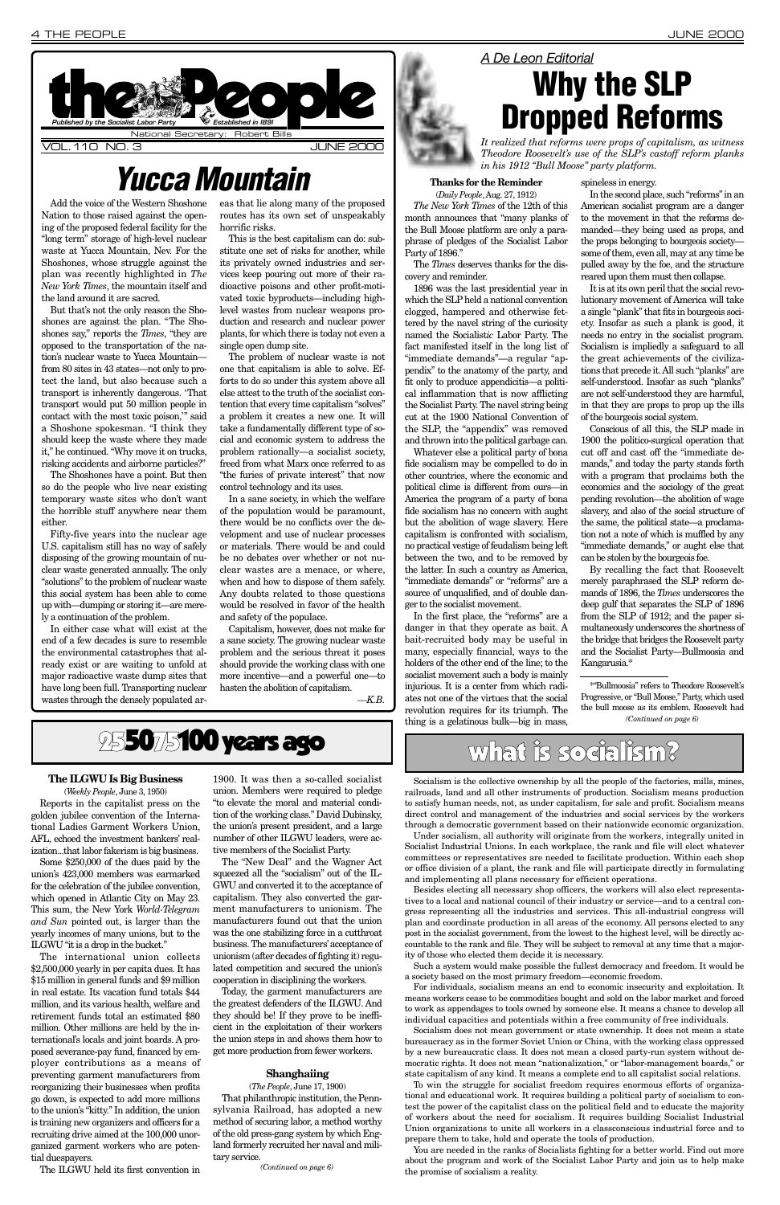# the People

*Published by the Socialist Labor Party* — *Established in 1891*

National Secretary: Robert Bills

VOL. 110 NO. 3 — JUNE 2000

# *Yucca Mountain*

Add the voice of the Western Shoshone Nation to those raised against the opening of the proposed federal facility for the "long term" storage of high-level nuclear waste at Yucca Mountain, Nev. For the Shoshones, whose struggle against the plan was recently highlighted in *The New York Times*, the mountain itself and the land around it are sacred.

But that's not the only reason the Shoshones are against the plan. "The Shoshones say," reports the *Times*, "they are opposed to the transportation of the nation's nuclear waste to Yucca Mountain—from 80 sites in 43 states—not only to protect the land, but also because such a transport is inherently dangerous. 'That transport would put 50 million people in contact with the most toxic poison,'" said a Shoshone spokesman. "I think they should keep the waste where they made it," he continued. "Why move it on trucks, risking accidents and airborne particles?"

The Shoshones have a point. But then so do the people who live near existing temporary waste sites who don't want the horrible stuff anywhere near them either.

Fifty-five years into the nuclear age U.S. capitalism still has no way of safely disposing of the growing mountain of nuclear waste generated annually. The only "solutions" to the problem of nuclear waste this social system has been able to come up with—dumping or storing it—are merely a continuation of the problem.

In either case what will exist at the end of a few decades is sure to resemble the environmental catastrophes that already exist or are waiting to unfold at major radioactive waste dump sites that have long been full. Transporting nuclear wastes through the densely populated areas that lie along many of the proposed routes has its own set of unspeakably horrific risks.

This is the best capitalism can do: substitute one set of risks for another, while its privately owned industries and services keep pouring out more of their radioactive poisons and other profit-motivated toxic byproducts—including high-level wastes from nuclear weapons production and research and nuclear power plants, for which there is today not even a single open dump site.

The problem of nuclear waste is not one that capitalism is able to solve. Efforts to do so under this system above all else attest to the truth of the socialist contention that every time capitalism "solves" a problem it creates a new one. It will take a fundamentally different type of social and economic system to address the problem rationally—a socialist society, freed from what Marx once referred to as "the furies of private interest" that now control technology and its uses.

In a sane society, in which the welfare of the population would be paramount, there would be no conflicts over the development and use of nuclear processes or materials. There would be and could be no debates over whether or not nuclear wastes are a menace, or where, when and how to dispose of them safely. Any doubts related to those questions would be resolved in favor of the health and safety of the populace.

Capitalism, however, does not make for a sane society. The growing nuclear waste problem and the serious threat it poses should provide the working class with one more incentive—and a powerful one—to hasten the abolition of capitalism.

—*K.B.*

*A De Leon Editorial*

# Why the SLP Dropped Reforms

*It realized that reforms were props of capitalism, as witness Theodore Roosevelt's use of the SLP's castoff reform planks in his 1912 "Bull Moose" party platform.*

**Thanks for the Reminder**

(*Daily People*, Aug. 27, 1912)

*The New York Times* of the 12th of this month announces that "many planks of the Bull Moose platform are only a paraphrase of pledges of the Socialist Labor Party of 1896."

The *Times* deserves thanks for the discovery and reminder.

1896 was the last presidential year in which the SLP held a national convention clogged, hampered and otherwise fettered by the navel string of the curiosity named the Socialistic Labor Party. The fact manifested itself in the long list of "immediate demands"—a regular "appendix" to the anatomy of the party, and fit only to produce appendicitis—a political inflammation that is now afflicting the Socialist Party. The navel string being cut at the 1900 National Convention of the SLP, the "appendix" was removed and thrown into the political garbage can.

Whatever else a political party of bona fide socialism may be compelled to do in other countries, where the economic and political clime is different from ours—in America the program of a party of bona fide socialism has no concern with aught but the abolition of wage slavery. Here capitalism is confronted with socialism, no practical vestige of feudalism being left between the two, and to be removed by the latter. In such a country as America, "immediate demands" or "reforms" are a source of unqualified, and of double danger to the socialist movement.

In the first place, the "reforms" are a danger in that they operate as bait. A bait-recruited body may be useful in many, especially financial, ways to the holders of the other end of the line; to the socialist movement such a body is mainly injurious. It is a center from which radiates not one of the virtues that the social revolution requires for its triumph. The thing is a gelatinous bulk—big in mass, spineless in energy.

In the second place, such "reforms" in an American socialist program are a danger to the movement in that the reforms demanded—they being used as props, and the props belonging to bourgeois society—some of them, even all, may at any time be pulled away by the foe, and the structure reared upon them must then collapse.

It is at its own peril that the social revolutionary movement of America will take a single "plank" that fits in bourgeois society. Insofar as such a plank is good, it needs no entry in the socialist program. Socialism is impliedly a safeguard to all the great achievements of the civilizations that precede it. All such "planks" are self-understood. Insofar as such "planks" are not self-understood they are harmful, in that they are props to prop up the ills of the bourgeois social system.

Conscious of all this, the SLP made in 1900 the politico-surgical operation that cut off and cast off the "immediate demands," and today the party stands forth with a program that proclaims both the economics and the sociology of the great pending revolution—the abolition of wage slavery, and also of the social structure of the same, the political state—a proclamation not a note of which is muffled by any "immediate demands," or aught else that can be stolen by the bourgeois foe.

By recalling the fact that Roosevelt merely paraphrased the SLP reform demands of 1896, the *Times* underscores the deep gulf that separates the SLP of 1896 from the SLP of 1912; and the paper simultaneously underscores the shortness of the bridge that bridges the Roosevelt party and the Socialist Party—Bullmoosia and Kangarusia.*

*"Bullmoosia" refers to Theodore Roosevelt's Progressive, or "Bull Moose," Party, which used the bull moose as its emblem. Roosevelt had

*(Continued on page 6)*

# 25 50 75 100 years ago

**The ILGWU Is Big Business**

(*Weekly People*, June 3, 1950)

Reports in the capitalist press on the golden jubilee convention of the International Ladies Garment Workers Union, AFL, echoed the investment bankers' realization...that labor fakerism is big business.

Some $250,000 of the dues paid by the union's 423,000 members was earmarked for the celebration of the jubilee convention, which opened in Atlantic City on May 23. This sum, the New York *World-Telegram and Sun* pointed out, is larger than the yearly incomes of many unions, but to the ILGWU "it is a drop in the bucket."

The international union collects $2,500,000 yearly in per capita dues. It has $15 million in general funds and $9 million in real estate. Its vacation fund totals $44 million, and its various health, welfare and retirement funds total an estimated $80 million. Other millions are held by the international's locals and joint boards. A proposed severance-pay fund, financed by employer contributions as a means of preventing garment manufacturers from reorganizing their businesses when profits go down, is expected to add more millions to the union's "kitty." In addition, the union is training new organizers and officers for a recruiting drive aimed at the 100,000 unorganized garment workers who are potential duespayers.

The ILGWU held its first convention in 1900. It was then a so-called socialist union. Members were required to pledge "to elevate the moral and material condition of the working class." David Dubinsky, the union's present president, and a large number of other ILGWU leaders, were active members of the Socialist Party.

The "New Deal" and the Wagner Act squeezed all the "socialism" out of the ILGWU and converted it to the acceptance of capitalism. They also converted the garment manufacturers to unionism. The manufacturers found out that the union was the one stabilizing force in a cutthroat business. The manufacturers' acceptance of unionism (after decades of fighting it) regulated competition and secured the union's cooperation in disciplining the workers.

Today, the garment manufacturers are the greatest defenders of the ILGWU. And they should be! If they prove to be inefficient in the exploitation of their workers the union steps in and shows them how to get more production from fewer workers.

**Shanghaiing**

(*The People*, June 17, 1900)

That philanthropic institution, the Pennsylvania Railroad, has adopted a new method of securing labor, a method worthy of the old press-gang system by which England formerly recruited her naval and military service.

*(Continued on page 6)*

# what is socialism?

Socialism is the collective ownership by all the people of the factories, mills, mines, railroads, land and all other instruments of production. Socialism means production to satisfy human needs, not, as under capitalism, for sale and profit. Socialism means direct control and management of the industries and social services by the workers through a democratic government based on their nationwide economic organization.

Under socialism, all authority will originate from the workers, integrally united in Socialist Industrial Unions. In each workplace, the rank and file will elect whatever committees or representatives are needed to facilitate production. Within each shop or office division of a plant, the rank and file will participate directly in formulating and implementing all plans necessary for efficient operations.

Besides electing all necessary shop officers, the workers will also elect representatives to a local and national council of their industry or service—and to a central congress representing all the industries and services. This all-industrial congress will plan and coordinate production in all areas of the economy. All persons elected to any post in the socialist government, from the lowest to the highest level, will be directly accountable to the rank and file. They will be subject to removal at any time that a majority of those who elected them decide it is necessary.

Such a system would make possible the fullest democracy and freedom. It would be a society based on the most primary freedom—economic freedom.

For individuals, socialism means an end to economic insecurity and exploitation. It means workers cease to be commodities bought and sold on the labor market and forced to work as appendages to tools owned by someone else. It means a chance to develop all individual capacities and potentials within a free community of free individuals.

Socialism does not mean government or state ownership. It does not mean a state bureaucracy as in the former Soviet Union or China, with the working class oppressed by a new bureaucratic class. It does not mean a closed party-run system without democratic rights. It does not mean "nationalization," or "labor-management boards," or state capitalism of any kind. It means a complete end to all capitalist social relations.

To win the struggle for socialist freedom requires enormous efforts of organizational and educational work. It requires building a political party of socialism to contest the power of the capitalist class on the political field and to educate the majority of workers about the need for socialism. It requires building Socialist Industrial Union organizations to unite all workers in a classconscious industrial force and to prepare them to take, hold and operate the tools of production.

You are needed in the ranks of Socialists fighting for a better world. Find out more about the program and work of the Socialist Labor Party and join us to help make the promise of socialism a reality.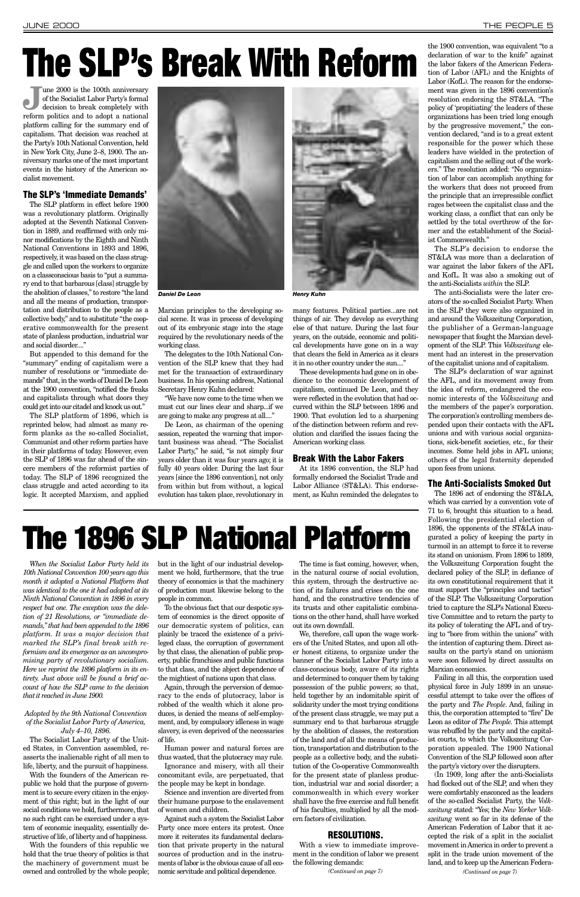# The SLP's Break With Reform

June 2000 is the 100th anniversary of the Socialist Labor Party's formal decision to break completely with reform politics and to adopt a national platform calling for the summary end of capitalism. That decision was reached at the Party's 10th National Convention, held in New York City, June 2–8, 1900. The anniversary marks one of the most important events in the history of the American socialist movement.

### The SLP's 'Immediate Demands'

The SLP platform in effect before 1900 was a revolutionary platform. Originally adopted at the Seventh National Convention in 1889, and reaffirmed with only minor modifications by the Eighth and Ninth National Conventions in 1893 and 1896, respectively, it was based on the class struggle and called upon the workers to organize on a classconscious basis to "put a summary end to that barbarous [class] struggle by the abolition of classes," to restore "the land and all the means of production, transportation and distribution to the people as a collective body," and to substitute "the cooperative commonwealth for the present state of planless production, industrial war and social disorder...."

But appended to this demand for the "summary" ending of capitalism were a number of resolutions or "immediate demands" that, in the words of Daniel De Leon at the 1900 convention, "notified the freaks and capitalists through what doors they could get into our citadel and knock us out."

The SLP platform of 1896, which is reprinted below, had almost as many reform planks as the so-called Socialist, Communist and other reform parties have in their platforms of today. However, even the SLP of 1896 was far ahead of the sincere members of the reformist parties of today. The SLP of 1896 recognized the class struggle and acted according to its logic. It accepted Marxism, and applied Marxian principles to the developing social scene. It was in process of developing out of its embryonic stage into the stage required by the revolutionary needs of the working class.

*Daniel De Leon*

*Henry Kuhn*

The delegates to the 10th National Convention of the SLP knew that they had met for the transaction of extraordinary business. In his opening address, National Secretary Henry Kuhn declared:

"We have now come to the time when we must cut our lines clear and sharp...if we are going to make any progress at all...."

De Leon, as chairman of the opening session, repeated the warning that important business was ahead. "The Socialist Labor Party," he said, "is not simply four years older than it was four years ago; it is fully 40 years older. During the last four years [since the 1896 convention], not only from within but from without, a logical evolution has taken place, revolutionary in many features. Political parties...are not things of air. They develop as everything else of that nature. During the last four years, on the outside, economic and political developments have gone on in a way that clears the field in America as it clears it in no other country under the sun...."

These developments had gone on in obedience to the economic development of capitalism, continued De Leon, and they were reflected in the evolution that had occurred within the SLP between 1896 and 1900. That evolution led to a sharpening of the distinction between reform and revolution and clarified the issues facing the American working class.

### Break With the Labor Fakers

At its 1896 convention, the SLP had formally endorsed the Socialist Trade and Labor Alliance (ST&LA). This endorsement, as Kuhn reminded the delegates to the 1900 convention, was equivalent "to a declaration of war to the knife" against the labor fakers of the American Federation of Labor (AFL) and the Knights of Labor (KofL). The reason for the endorsement was given in the 1896 convention's resolution endorsing the ST&LA. "The policy of 'propitiating' the leaders of these organizations has been tried long enough by the progressive movement," the convention declared, "and is to a great extent responsible for the power which these leaders have wielded in the protection of capitalism and the selling out of the workers." The resolution added: "No organization of labor can accomplish anything for the workers that does not proceed from the principle that an irrepressible conflict rages between the capitalist class and the working class, a conflict that can only be settled by the total overthrow of the former and the establishment of the Socialist Commonwealth."

The SLP's decision to endorse the ST&LA was more than a declaration of war against the labor fakers of the AFL and KofL. It was also a smoking out of the anti-Socialists *within* the SLP.

The anti-Socialists were the later creators of the so-called Socialist Party. When in the SLP they were also organized in and around the Volkszeitung Corporation, the publisher of a German-language newspaper that fought the Marxian development of the SLP. This *Volkszeitung* element had an interest in the preservation of the capitalist unions and of capitalism.

The SLP's declaration of war against the AFL, and its movement away from the idea of reform, endangered the economic interests of the *Volkszeitung* and the members of the paper's corporation. The corporation's controlling members depended upon their contacts with the AFL unions and with various social organizations, sick-benefit societies, etc., for their incomes. Some held jobs in AFL unions; others of the legal fraternity depended upon fees from unions.

### The Anti-Socialists Smoked Out

The 1896 act of endorsing the ST&LA, which was carried by a convention vote of 71 to 6, brought this situation to a head. Following the presidential election of 1896, the opponents of the ST&LA inaugurated a policy of keeping the party in turmoil in an attempt to force it to reverse its stand on unionism. From 1896 to 1899, the Volkszeitung Corporation fought the declared policy of the SLP, in defiance of its own constitutional requirement that it must support the "principles and tactics" of the SLP. The Volkszeitung Corporation tried to capture the SLP's National Executive Committee and to return the party to its policy of tolerating the AFL and of trying to "bore from within the unions" with the intention of capturing them. Direct assaults on the party's stand on unionism were soon followed by direct assaults on Marxian economics.

Failing in all this, the corporation used physical force in July 1899 in an unsuccessful attempt to take over the offices of the party and *The People*. And, failing in this, the corporation attempted to "fire" De Leon as editor of *The People*. This attempt was rebuffed by the party and the capitalist courts, to which the Volkszeitung Corporation appealed. The 1900 National Convention of the SLP followed soon after the party's victory over the disrupters.

(In 1909, long after the anti-Socialists had flocked out of the SLP, and when they were comfortably ensconced as the leaders of the so-called Socialist Party, the *Volkszeitung* stated: "Yes; the *New Yorker Volkszeitung* went so far in its defense of the American Federation of Labor that it accepted the risk of a split in the socialist movement in America in order to prevent a split in the trade union movement of the land, and to keep up the American Federa-

*(Continued on page 7)*

# The 1896 SLP National Platform

*When the Socialist Labor Party held its 10th National Convention 100 years ago this month it adopted a National Platform that was identical to the one it had adopted at its Ninth National Convention in 1896 in every respect but one. The exception was the deletion of 21 Resolutions, or "immediate demands," that had been appended to the 1896 platform. It was a major decision that marked the SLP's final break with reformism and its emergence as an uncompromising party of revolutionary socialism. Here we reprint the 1896 platform in its entirety. Just above will be found a brief account of how the SLP came to the decision that it reached in June 1900.*

*Adopted by the 9th National Convention of the Socialist Labor Party of America, July 4–10, 1896.*

The Socialist Labor Party of the United States, in Convention assembled, reasserts the inalienable right of all men to life, liberty, and the pursuit of happiness.

With the founders of the American republic we hold that the purpose of government is to secure every citizen in the enjoyment of this right; but in the light of our social conditions we hold, furthermore, that no such right can be exercised under a system of economic inequality, essentially destructive of life, of liberty and of happiness.

With the founders of this republic we hold that the true theory of politics is that the machinery of government must be owned and controlled by the whole people; but in the light of our industrial development we hold, furthermore, that the true theory of economics is that the machinery of production must likewise belong to the people in common.

To the obvious fact that our despotic system of economics is the direct opposite of our democratic system of politics, can plainly be traced the existence of a privileged class, the corruption of government by that class, the alienation of public property, public franchises and public functions to that class, and the abject dependence of the mightiest of nations upon that class.

Again, through the perversion of democracy to the ends of plutocracy, labor is robbed of the wealth which it alone produces, is denied the means of self-employment, and, by compulsory idleness in wage slavery, is even deprived of the necessaries of life.

Human power and natural forces are thus wasted, that the plutocracy may rule.

Ignorance and misery, with all their concomitant evils, are perpetuated, that the people may be kept in bondage.

Science and invention are diverted from their humane purpose to the enslavement of women and children.

Against such a system the Socialist Labor Party once more enters its protest. Once more it reiterates its fundamental declaration that private property in the natural sources of production and in the instruments of labor is the obvious cause of all economic servitude and political dependence.

The time is fast coming, however, when, in the natural course of social evolution, this system, through the destructive action of its failures and crises on the one hand, and the constructive tendencies of its trusts and other capitalistic combinations on the other hand, shall have worked out its own downfall.

We, therefore, call upon the wage workers of the United States, and upon all other honest citizens, to organize under the banner of the Socialist Labor Party into a class-conscious body, aware of its rights and determined to conquer them by taking possession of the public powers; so that, held together by an indomitable spirit of solidarity under the most trying conditions of the present class struggle, we may put a summary end to that barbarous struggle by the abolition of classes, the restoration of the land and of all the means of production, transportation and distribution to the people as a collective body, and the substitution of the Co-operative Commonwealth for the present state of planless production, industrial war and social disorder; a commonwealth in which every worker shall have the free exercise and full benefit of his faculties, multiplied by all the modern factors of civilization.

### RESOLUTIONS.

With a view to immediate improvement in the condition of labor we present the following demands:

*(Continued on page 7)*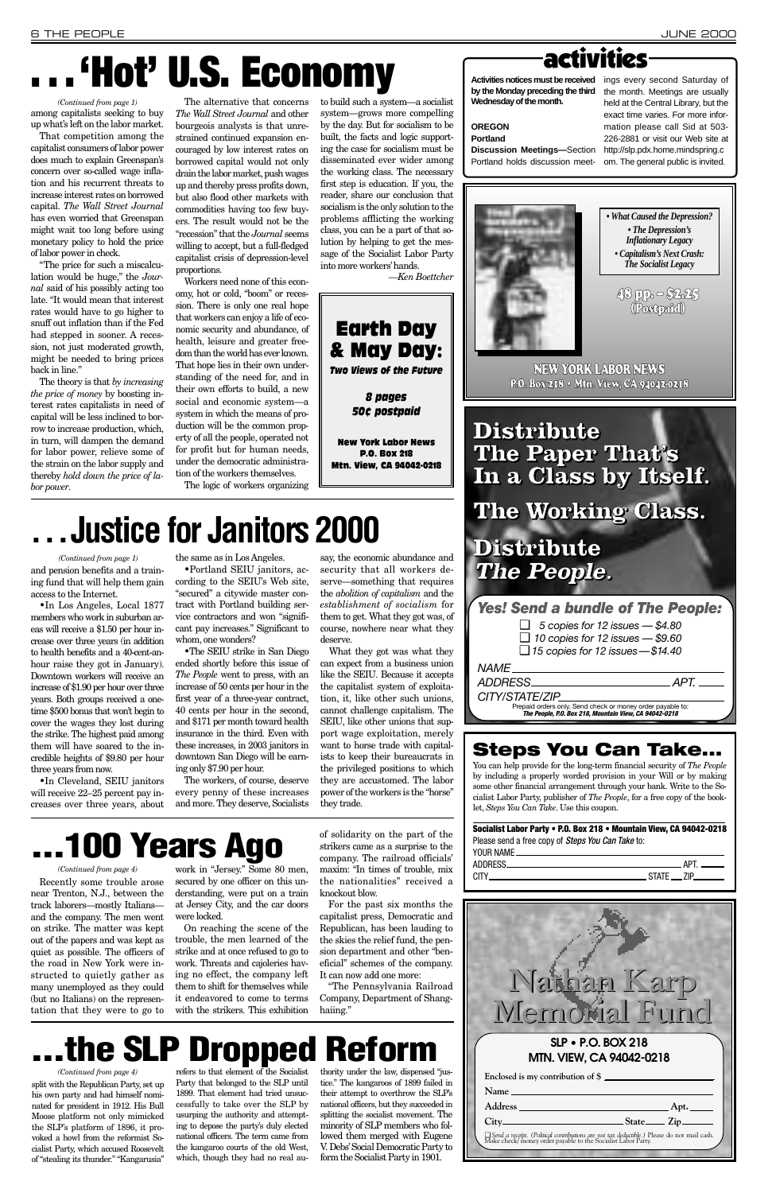# . . . 'Hot' U.S. Economy

*(Continued from page 1)*

among capitalists seeking to buy up what's left on the labor market.

That competition among the capitalist consumers of labor power does much to explain Greenspan's concern over so-called wage inflation and his recurrent threats to increase interest rates on borrowed capital. *The Wall Street Journal* has even worried that Greenspan might wait too long before using monetary policy to hold the price of labor power in check.

"The price for such a miscalculation would be huge," the *Journal* said of his possibly acting too late. "It would mean that interest rates would have to go higher to snuff out inflation than if the Fed had stepped in sooner. A recession, not just moderated growth, might be needed to bring prices back in line."

The theory is that *by increasing the price of money* by boosting interest rates capitalists in need of capital will be less inclined to borrow to increase production, which, in turn, will dampen the demand for labor power, relieve some of the strain on the labor supply and thereby *hold down the price of labor power*.

The alternative that concerns *The Wall Street Journal* and other bourgeois analysts is that unrestrained continued expansion encouraged by low interest rates on borrowed capital would not only drain the labor market, push wages up and thereby press profits down, but also flood other markets with commodities having too few buyers. The result would not be the "recession" that the *Journal* seems willing to accept, but a full-fledged capitalist crisis of depression-level proportions.

Workers need none of this economy, hot or cold, "boom" or recession. There is only one real hope that workers can enjoy a life of economic security and abundance, of health, leisure and greater freedom than the world has ever known. That hope lies in their own understanding of the need for, and in their own efforts to build, a new social and economic system—a system in which the means of production will be the common property of all the people, operated not for profit but for human needs, under the democratic administration of the workers themselves.

The logic of workers organizing to build such a system—a socialist system—grows more compelling by the day. But for socialism to be built, the facts and logic supporting the case for socialism must be disseminated ever wider among the working class. The necessary first step is education. If you, the reader, share our conclusion that socialism is the only solution to the problems afflicting the working class, you can be a part of that solution by helping to get the message of the Socialist Labor Party into more workers' hands.

—*Ken Boettcher*

**Earth Day & May Day:**
*Two Views of the Future*

*8 pages*
*50¢ postpaid*

**New York Labor News**
**P.O. Box 218**
**Mtn. View, CA 94042-0218**

## activities

**Activities notices must be received by the Monday preceding the third Wednesday of the month.**

**OREGON**

**Portland**

**Discussion Meetings—**Section Portland holds discussion meetings every second Saturday of the month. Meetings are usually held at the Central Library, but the exact time varies. For more information please call Sid at 503-226-2881 or visit our Web site at http://slp.pdx.home.mindspring.com. The general public is invited.

*• What Caused the Depression?*
*• The Depression's Inflationary Legacy*
*• Capitalism's Next Crash: The Socialist Legacy*

**48 pp. – $2.25 (Postpaid)**

**NEW YORK LABOR NEWS**
**P.O. Box 218 • Mtn. View, CA 94042-0218**

# . . . Justice for Janitors 2000

*(Continued from page 1)*

and pension benefits and a training fund that will help them gain access to the Internet.

•In Los Angeles, Local 1877 members who work in suburban areas will receive a $1.50 per hour increase over three years (in addition to health benefits and a 40-cent-an-hour raise they got in January). Downtown workers will receive an increase of $1.90 per hour over three years. Both groups received a one-time $500 bonus that won't begin to cover the wages they lost during the strike. The highest paid among them will have soared to the incredible heights of $9.80 per hour three years from now.

•In Cleveland, SEIU janitors will receive 22–25 percent pay increases over three years, about the same as in Los Angeles.

•Portland SEIU janitors, according to the SEIU's Web site, "secured" a citywide master contract with Portland building service contractors and won "significant pay increases." Significant to whom, one wonders?

•The SEIU strike in San Diego ended shortly before this issue of *The People* went to press, with an increase of 50 cents per hour in the first year of a three-year contract, 40 cents per hour in the second, and $171 per month toward health insurance in the third. Even with these increases, in 2003 janitors in downtown San Diego will be earning only $7.90 per hour.

The workers, of course, deserve every penny of these increases and more. They deserve, Socialists say, the economic abundance and security that all workers deserve—something that requires the *abolition of capitalism* and the *establishment of socialism* for them to get. What they got was, of course, nowhere near what they deserve.

What they got was what they can expect from a business union like the SEIU. Because it accepts the capitalist system of exploitation, it, like other such unions, cannot challenge capitalism. The SEIU, like other unions that support wage exploitation, merely want to horse trade with capitalists to keep their bureaucrats in the privileged positions to which they are accustomed. The labor power of the workers is the "horse" they trade.

**Distribute The Paper That's In a Class by Itself.**

**The Working Class.**

**Distribute *The People.***

***Yes! Send a bundle of The People:***

- ❑ *5 copies for 12 issues — $4.80*
- ❑ *10 copies for 12 issues — $9.60*
- ❑ *15 copies for 12 issues — $14.40*

*NAME* \_\_\_\_\_\_\_\_\_\_\_\_

*ADDRESS* \_\_\_\_\_\_\_\_\_\_\_\_ *APT.* \_\_\_\_

*CITY/STATE/ZIP* \_\_\_\_\_\_\_\_\_\_\_\_

Prepaid orders only. Send check or money order payable to:
***The People, P.O. Box 218, Mountain View, CA 94042-0218***

## Steps You Can Take...

You can help provide for the long-term financial security of *The People* by including a properly worded provision in your Will or by making some other financial arrangement through your bank. Write to the Socialist Labor Party, publisher of *The People*, for a free copy of the booklet, *Steps You Can Take*. Use this coupon.

**Socialist Labor Party • P.O. Box 218 • Mountain View, CA 94042-0218**

Please send a free copy of ***Steps You Can Take*** to:

YOUR NAME \_\_\_\_\_\_\_\_\_\_\_\_

ADDRESS \_\_\_\_\_\_\_\_\_\_\_\_ APT. \_\_\_\_

CITY \_\_\_\_\_\_\_\_\_\_\_\_ STATE \_\_\_\_ ZIP \_\_\_\_

# ...100 Years Ago

*(Continued from page 4)*

Recently some trouble arose near Trenton, N.J., between the track laborers—mostly Italians—and the company. The men went on strike. The matter was kept out of the papers and was kept as quiet as possible. The officers of the road in New York were instructed to quietly gather as many unemployed as they could (but no Italians) on the representation that they were to go to work in "Jersey." Some 80 men, secured by one officer on this understanding, were put on a train at Jersey City, and the car doors were locked.

On reaching the scene of the trouble, the men learned of the strike and at once refused to go to work. Threats and cajoleries having no effect, the company left them to shift for themselves while it endeavored to come to terms with the strikers. This exhibition of solidarity on the part of the strikers came as a surprise to the company. The railroad officials' maxim: "In times of trouble, mix the nationalities" received a knockout blow.

For the past six months the capitalist press, Democratic and Republican, has been lauding to the skies the relief fund, the pension department and other "beneficial" schemes of the company. It can now add one more:

"The Pennsylvania Railroad Company, Department of Shanghaiing."

# ...the SLP Dropped Reform

*(Continued from page 4)*

split with the Republican Party, set up his own party and had himself nominated for president in 1912. His Bull Moose platform not only mimicked the SLP's platform of 1896, it provoked a howl from the reformist Socialist Party, which accused Roosevelt of "stealing its thunder." "Kangarusia" refers to that element of the Socialist Party that belonged to the SLP until 1899. That element had tried unsuccessfully to take over the SLP by usurping the authority and attempting to depose the party's duly elected national officers. The term came from the kangaroo courts of the old West, which, though they had no real authority under the law, dispensed "justice." The kangaroos of 1899 failed in their attempt to overthrow the SLP's national officers, but they succeeded in splitting the socialist movement. The minority of SLP members who followed them merged with Eugene V. Debs' Social Democratic Party to form the Socialist Party in 1901.

**Nathan Karp Memorial Fund**

**SLP • P.O. BOX 218**
**MTN. VIEW, CA 94042-0218**

Enclosed is my contribution of $ \_\_\_\_\_\_\_\_\_\_\_\_

Name \_\_\_\_\_\_\_\_\_\_\_\_

Address \_\_\_\_\_\_\_\_\_\_\_\_ Apt. \_\_\_\_

City \_\_\_\_\_\_\_\_\_\_\_\_ State \_\_\_\_ Zip \_\_\_\_

❑ *Send a receipt. (Political contributions are not tax deductible.)* Please do not mail cash. Make check/money order payable to the Socialist Labor Party.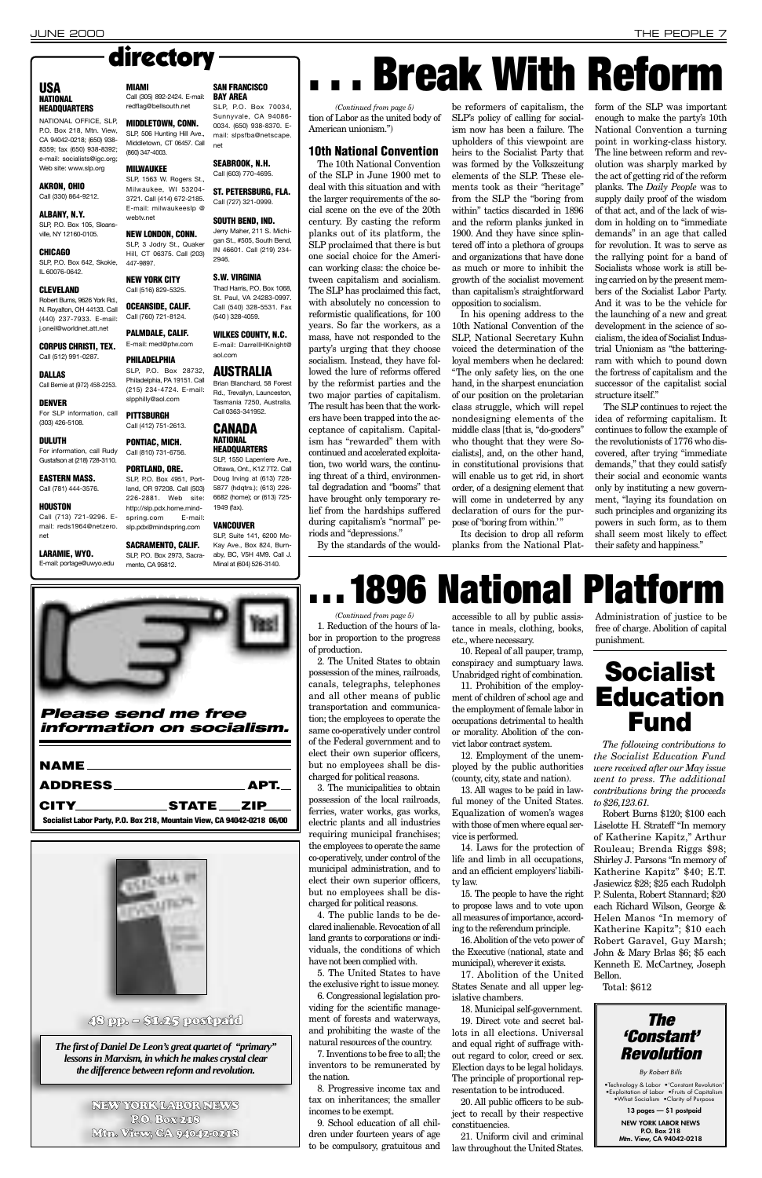# directory

## USA

### NATIONAL HEADQUARTERS

NATIONAL OFFICE, SLP, P.O. Box 218, Mtn. View, CA 94042-0218; (650) 938-8359; fax (650) 938-8392; e-mail: socialists@igc.org; Web site: www.slp.org

**AKRON, OHIO**
Call (330) 864-9212.

**ALBANY, N.Y.**
SLP, P.O. Box 105, Sloansville, NY 12160-0105.

**CHICAGO**
SLP, P.O. Box 642, Skokie, IL 60076-0642.

**CLEVELAND**
Robert Burns, 9626 York Rd., N. Royalton, OH 44133. Call (440) 237-7933. E-mail: j.oneil@worldnet.att.net

**CORPUS CHRISTI, TEX.**
Call (512) 991-0287.

**DALLAS**
Call Bernie at (972) 458-2253.

**DENVER**
For SLP information, call (303) 426-5108.

**DULUTH**
For information, call Rudy Gustafson at (218) 728-3110.

**EASTERN MASS.**
Call (781) 444-3576.

**HOUSTON**
Call (713) 721-9296. E-mail: reds1964@netzero.net

**LARAMIE, WYO.**
E-mail: portage@uwyo.edu

**MIAMI**
Call (305) 892-2424. E-mail: redflag@bellsouth.net

**MIDDLETOWN, CONN.**
SLP, 506 Hunting Hill Ave., Middletown, CT 06457. Call (860) 347-4003.

**MILWAUKEE**
SLP, 1563 W. Rogers St., Milwaukee, WI 53204-3721. Call (414) 672-2185. E-mail: milwaukeeslp @ webtv.net

**NEW LONDON, CONN.**
SLP, 3 Jodry St., Quaker Hill, CT 06375. Call (203) 447-9897.

**NEW YORK CITY**
Call (516) 829-5325.

**OCEANSIDE, CALIF.**
Call (760) 721-8124.

**PALMDALE, CALIF.**
E-mail: med@ptw.com

**PHILADELPHIA**
SLP, P.O. Box 28732, Philadelphia, PA 19151. Call (215) 234-4724. E-mail: slpphilly@aol.com

**PITTSBURGH**
Call (412) 751-2613.

**PONTIAC, MICH.**
Call (810) 731-6756.

**PORTLAND, ORE.**
SLP, P.O. Box 4951, Portland, OR 97208. Call (503) 226-2881. Web site: http://slp.pdx.home.mindspring.com E-mail: slp.pdx@mindspring.com

**SACRAMENTO, CALIF.**
SLP, P.O. Box 2973, Sacramento, CA 95812.

**SAN FRANCISCO BAY AREA**
SLP, P.O. Box 70034, Sunnyvale, CA 94086-0034. (650) 938-8370. E-mail: slpsfba@netscape.net

**SEABROOK, N.H.**
Call (603) 770-4695.

**ST. PETERSBURG, FLA.**
Call (727) 321-0999.

**SOUTH BEND, IND.**
Jerry Maher, 211 S. Michigan St., #505, South Bend, IN 46601. Call (219) 234-2946.

**S.W. VIRGINIA**
Thad Harris, P.O. Box 1068, St. Paul, VA 24283-0997. Call (540) 328-5531. Fax (540) 328-4059.

**WILKES COUNTY, N.C.**
E-mail: DarrellHKnight@aol.com

## AUSTRALIA

Brian Blanchard, 58 Forest Rd., Trevallyn, Launceston, Tasmania 7250, Australia. Call 0363-341952.

## CANADA

### NATIONAL HEADQUARTERS

SLP, 1550 Laperriere Ave., Ottawa, Ont., K1Z 7T2. Call Doug Irving at (613) 728-5877 (hdqtrs.); (613) 226-6682 (home); or (613) 725-1949 (fax).

**VANCOUVER**
SLP, Suite 141, 6200 McKay Ave., Box 824, Burnaby, BC, V5H 4M9. Call J. Minal at (604) 526-3140.

# . . . Break With Reform

*(Continued from page 5)*

tion of Labor as the united body of American unionism.")

## 10th National Convention

The 10th National Convention of the SLP in June 1900 met to deal with this situation and with the larger requirements of the social scene on the eve of the 20th century. By casting the reform planks out of its platform, the SLP proclaimed that there is but one social choice for the American working class: the choice between capitalism and socialism. The SLP has proclaimed this fact, with absolutely no concession to reformistic qualifications, for 100 years. So far the workers, as a mass, have not responded to the party's urging that they choose socialism. Instead, they have followed the lure of reforms offered by the reformist parties and the two major parties of capitalism. The result has been that the workers have been trapped into the acceptance of capitalism. Capitalism has "rewarded" them with continued and accelerated exploitation, two world wars, the continuing threat of a third, environmental degradation and "booms" that have brought only temporary relief from the hardships suffered during capitalism's "normal" periods and "depressions."

By the standards of the would-be reformers of capitalism, the SLP's policy of calling for socialism now has been a failure. The upholders of this viewpoint are heirs to the Socialist Party that was formed by the Volkszeitung elements of the SLP. These elements took as their "heritage" from the SLP the "boring from within" tactics discarded in 1896 and the reform planks junked in 1900. And they have since splintered off into a plethora of groups and organizations that have done as much or more to inhibit the growth of the socialist movement than capitalism's straightforward opposition to socialism.

In his opening address to the 10th National Convention of the SLP, National Secretary Kuhn voiced the determination of the loyal members when he declared: "The only safety lies, on the one hand, in the sharpest enunciation of our position on the proletarian class struggle, which will repel nondesigning elements of the middle class [that is, "do-gooders" who thought that they were Socialists], and, on the other hand, in constitutional provisions that will enable us to get rid, in short order, of a designing element that will come in undeterred by any declaration of ours for the purpose of 'boring from within.'"

Its decision to drop all reform planks from the National Platform of the SLP was important enough to make the party's 10th National Convention a turning point in working-class history. The line between reform and revolution was sharply marked by the act of getting rid of the reform planks. The *Daily People* was to supply daily proof of the wisdom of that act, and of the lack of wisdom in holding on to "immediate demands" in an age that called for revolution. It was to serve as the rallying point for a band of Socialists whose work is still being carried on by the present members of the Socialist Labor Party. And it was to be the vehicle for the launching of a new and great development in the science of socialism, the idea of Socialist Industrial Unionism as "the battering-ram with which to pound down the fortress of capitalism and the successor of the capitalist social structure itself."

The SLP continues to reject the idea of reforming capitalism. It continues to follow the example of the revolutionists of 1776 who discovered, after trying "immediate demands," that they could satisfy their social and economic wants only by instituting a new government, "laying its foundation on such principles and organizing its powers in such form, as to them shall seem most likely to effect their safety and happiness."

Yes!

***Please send me free information on socialism.***

NAME ____________________

ADDRESS ______________ APT.__

CITY __________ STATE ___ ZIP ___

**Socialist Labor Party, P.O. Box 218, Mountain View, CA 94042-0218 06/00**

**48 pp. — $1.25 postpaid**

***The first of Daniel De Leon's great quartet of "primary" lessons in Marxism, in which he makes crystal clear the difference between reform and revolution.***

**NEW YORK LABOR NEWS**
**P.O. Box 218**
**Mtn. View, CA 94042-0218**

# . . . 1896 National Platform

*(Continued from page 5)*

1. Reduction of the hours of labor in proportion to the progress of production.

2. The United States to obtain possession of the mines, railroads, canals, telegraphs, telephones and all other means of public transportation and communication; the employees to operate the same co-operatively under control of the Federal government and to elect their own superior officers, but no employees shall be discharged for political reasons.

3. The municipalities to obtain possession of the local railroads, ferries, water works, gas works, electric plants and all industries requiring municipal franchises; the employees to operate the same co-operatively, under control of the municipal administration, and to elect their own superior officers, but no employees shall be discharged for political reasons.

4. The public lands to be declared inalienable. Revocation of all land grants to corporations or individuals, the conditions of which have not been complied with.

5. The United States to have the exclusive right to issue money.

6. Congressional legislation providing for the scientific management of forests and waterways, and prohibiting the waste of the natural resources of the country.

7. Inventions to be free to all; the inventors to be remunerated by the nation.

8. Progressive income tax and tax on inheritances; the smaller incomes to be exempt.

9. School education of all children under fourteen years of age to be compulsory, gratuitous and accessible to all by public assistance in meals, clothing, books, etc., where necessary.

10. Repeal of all pauper, tramp, conspiracy and sumptuary laws. Unabridged right of combination.

11. Prohibition of the employment of children of school age and the employment of female labor in occupations detrimental to health or morality. Abolition of the convict labor contract system.

12. Employment of the unemployed by the public authorities (county, city, state and nation).

13. All wages to be paid in lawful money of the United States. Equalization of women's wages with those of men where equal service is performed.

14. Laws for the protection of life and limb in all occupations, and an efficient employers' liability law.

15. The people to have the right to propose laws and to vote upon all measures of importance, according to the referendum principle.

16. Abolition of the veto power of the Executive (national, state and municipal), wherever it exists.

17. Abolition of the United States Senate and all upper legislative chambers.

18. Municipal self-government.

19. Direct vote and secret ballots in all elections. Universal and equal right of suffrage without regard to color, creed or sex. Election days to be legal holidays. The principle of proportional representation to be introduced.

20. All public officers to be subject to recall by their respective constituencies.

21. Uniform civil and criminal law throughout the United States. Administration of justice to be free of charge. Abolition of capital punishment.

# Socialist Education Fund

*The following contributions to the Socialist Education Fund were received after our May issue went to press. The additional contributions bring the proceeds to $26,123.61.*

Robert Burns $120; $100 each Liselotte H. Strateff "In memory of Katherine Kapitz," Arthur Rouleau; Brenda Riggs $98; Shirley J. Parsons "In memory of Katherine Kapitz" $40; E.T. Jasiewicz $28; $25 each Rudolph P. Sulenta, Robert Stannard; $20 each Richard Wilson, George & Helen Manos "In memory of Katherine Kapitz"; $10 each Robert Garavel, Guy Marsh; John & Mary Brlas $6; $5 each Kenneth E. McCartney, Joseph Bellon.

Total: $612

## *The 'Constant' Revolution*

*By Robert Bills*

•Technology & Labor •'Constant Revolution' •Exploitation of Labor •Fruits of Capitalism •What Socialism •Clarity of Purpose

**13 pages — $1 postpaid**

**NEW YORK LABOR NEWS**
**P.O. Box 218**
**Mtn. View, CA 94042-0218**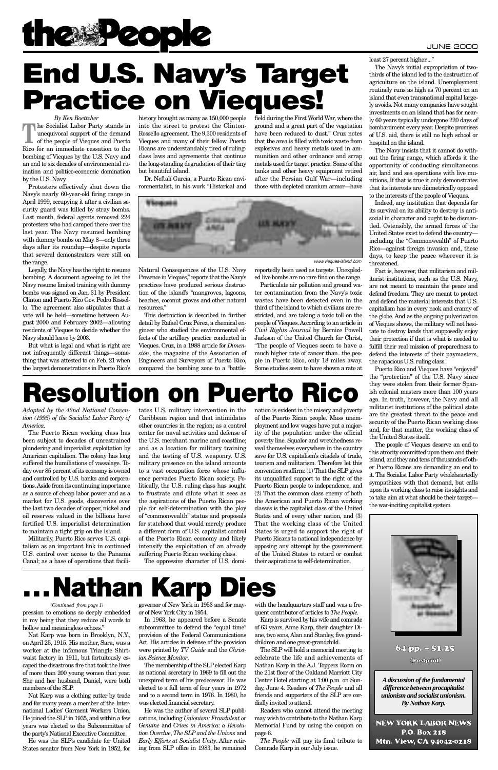# End U.S. Navy's Target Practice on Vieques!

*By Ken Boettcher*

The Socialist Labor Party stands in unequivocal support of the demand of the people of Vieques and Puerto Rico for an immediate cessation to the bombing of Vieques by the U.S. Navy and an end to six decades of environmental ruination and politico-economic domination by the U.S. Navy.

Protesters effectively shut down the Navy's nearly 60-year-old firing range in April 1999, occupying it after a civilian security guard was killed by stray bombs. Last month, federal agents removed 224 protesters who had camped there over the last year. The Navy resumed bombing with dummy bombs on May 8—only three days after its roundup—despite reports that several demonstrators were still on the range.

Legally, the Navy has the right to resume bombing. A document agreeing to let the Navy resume limited training with dummy bombs was signed on Jan. 31 by President Clinton and Puerto Rico Gov. Pedro Rossello. The agreement also stipulates that a vote will be held—sometime between August 2000 and February 2002—allowing residents of Vieques to decide whether the Navy should leave by 2003.

But what is legal and what is right are not infrequently different things—something that was attested to on Feb. 21 when the largest demonstrations in Puerto Rico's history brought as many as 150,000 people into the street to protest the Clinton-Rossello agreement. The 9,300 residents of Vieques and many of their fellow Puerto Ricans are understandably tired of ruling-class laws and agreements that continue the long-standing degradation of their tiny but beautiful island.

Dr. Neftalí García, a Puerto Rican environmentalist, in his work "Historical and Natural Consequences of the U.S. Navy Presence in Vieques," reports that the Navy's practices have produced serious destruction of the island's "mangroves, lagoons, beaches, coconut groves and other natural resources."

This destruction is described in further detail by Rafael Cruz Pérez, a chemical engineer who studied the environmental effects of the artillery practice conducted in Vieques. Cruz, in a 1988 article for *Dimensión*, the magazine of the Association of Engineers and Surveyors of Puerto Rico, compared the bombing zone to a "battlefield during the First World War, where the ground and a great part of the vegetation have been reduced to dust." Cruz notes that the area is filled with toxic waste from explosives and heavy metals used in ammunition and other ordnance and scrap metals used for target practice. Some of the tanks and other heavy equipment retired after the Persian Gulf War—including those with depleted uranium armor—have reportedly been used as targets. Unexploded live bombs are no rare find on the range.

Vieques | US NAVY | CIVILIAN AREA | US NAVY

www.vieques-island.com

Particulate air pollution and ground water contamination from the Navy's toxic wastes have been detected even in the third of the island to which civilians are restricted, and are taking a toxic toll on the people of Vieques. According to an article in *Civil Rights Journal* by Bernice Powell Jackson of the United Church for Christ, "The people of Vieques seem to have a much higher rate of cancer than...the people in Puerto Rico, only 18 miles away. Some studies seem to have shown a rate at least 27 percent higher...."

The Navy's initial expropriation of two-thirds of the island led to the destruction of agriculture on the island. Unemployment routinely runs as high as 70 percent on an island that even transnational capital largely avoids. Not many companies have sought investments on an island that has for nearly 60 years typically undergone 220 days of bombardment every year. Despite promises of U.S. aid, there is still no high school or hospital on the island.

The Navy insists that it cannot do without the firing range, which affords it the opportunity of conducting simultaneous air, land and sea operations with live munitions. If that is true it only demonstrates that its interests are diametrically opposed to the interests of the people of Vieques.

Indeed, any institution that depends for its survival on its ability to destroy is antisocial in character and ought to be dismantled. Ostensibly, the armed forces of the United States exist to defend the country—including the "Commonwealth" of Puerto Rico—against foreign invasion and, these days, to keep the peace wherever it is threatened.

Fact is, however, that militarism and militarist institutions, such as the U.S. Navy, are not meant to maintain the peace and defend freedom. They are meant to protect and defend the material interests that U.S. capitalism has in every nook and cranny of the globe. And as the ongoing pulverization of Vieques shows, the military will not hesitate to destroy lands that supposedly enjoy their protection if that is what is needed to fulfill their real mission of preparedness to defend the interests of their paymasters, the rapacious U.S. ruling class.

Puerto Rico and Vieques have "enjoyed" the "protection" of the U.S. Navy since they were stolen from their former Spanish colonial masters more than 100 years ago. In truth, however, the Navy and all militarist institutions of the political state are the greatest threat to the peace and security of the Puerto Rican working class and, for that matter, the working class of the United States itself.

The people of Vieques deserve an end to this atrocity committed upon them and their island, and they and tens of thousands of other Puerto Ricans are demanding an end to it. The Socialist Labor Party wholeheartedly sympathizes with that demand, but calls upon its working class to raise its sights and to take aim at what should be their target—the war-inciting capitalist system.

# Resolution on Puerto Rico

*Adopted by the 42nd National Convention (1995) of the Socialist Labor Party of America.*

The Puerto Rican working class has been subject to decades of unrestrained plundering and imperialist exploitation by American capitalism. The colony has long suffered the humiliations of vassalage. Today over 85 percent of its economy is owned and controlled by U.S. banks and corporations. Aside from its continuing importance as a source of cheap labor power and as a market for U.S. goods, discoveries over the last two decades of copper, nickel and oil reserves valued in the billions have fortified U.S. imperialist determination to maintain a tight grip on the island.

Militarily, Puerto Rico serves U.S. capitalism as an important link in continued U.S. control over access to the Panama Canal; as a base of operations that facilitates U.S. military intervention in the Caribbean region and that intimidates other countries in the region; as a control center for naval activities and defense of the U.S. merchant marine and coastline; and as a location for military training and the testing of U.S. weaponry. U.S. military presence on the island amounts to a vast occupation force whose influence pervades Puerto Rican society. Politically, the U.S. ruling class has sought to frustrate and dilute what it sees as the aspirations of the Puerto Rican people for self-determination with the ploy of "commonwealth" status and proposals for statehood that would merely produce a different form of U.S. capitalist control of the Puerto Rican economy and likely intensify the exploitation of an already suffering Puerto Rican working class.

The oppressive character of U.S. domination is evident in the misery and poverty of the Puerto Rican people. Mass unemployment and low wages have put a majority of the population under the official poverty line. Squalor and wretchedness reveal themselves everywhere in the country save for U.S. capitalism's citadels of trade, tourism and militarism. Therefore let this convention reaffirm: (1) That the SLP gives its unqualified support to the right of the Puerto Rican people to independence, and (2) That the common class enemy of both the American and Puerto Rican working classes is the capitalist class of the United States and of every other nation, and (3) That the working class of the United States is urged to support the right of Puerto Ricans to national independence by opposing any attempt by the government of the United States to retard or combat their aspirations to self-determination.

# ...Nathan Karp Dies

*(Continued from page 1)*

pression to emotions so deeply embedded in my being that they reduce all words to hollow and meaningless echoes."

Nat Karp was born in Brooklyn, N.Y., on April 25, 1915. His mother, Sara, was a worker at the infamous Triangle Shirtwaist factory in 1911, but fortuitously escaped the disastrous fire that took the lives of more than 200 young women that year. She and her husband, Daniel, were both members of the SLP.

Nat Karp was a clothing cutter by trade and for many years a member of the International Ladies' Garment Workers Union. He joined the SLP in 1935, and within a few years was elected to the Subcommittee of the party's National Executive Committee.

He was the SLP's candidate for United States senator from New York in 1952, for governor of New York in 1953 and for mayor of New York City in 1954.

In 1963, he appeared before a Senate subcommittee to defend the "equal time" provision of the Federal Communications Act. His articles in defense of the provision were printed by *TV Guide* and the *Christian Science Monitor*.

The membership of the SLP elected Karp as national secretary in 1969 to fill out the unexpired term of his predecessor. He was elected to a full term of four years in 1972 and to a second term in 1976. In 1980, he was elected financial secretary.

He was the author of several SLP publications, including *Unionism: Fraudulent or Genuine* and *Crises in America: a Revolution Overdue*, *The SLP and the Unions* and *Early Efforts at Socialist Unity*. After retiring from SLP office in 1983, he remained with the headquarters staff and was a frequent contributor of articles to *The People*.

Karp is survived by his wife and comrade of 63 years, Anne Karp, their daughter Diane, two sons, Alan and Stanley, five grandchildren and one great-grandchild.

The SLP will hold a memorial meeting to celebrate the life and achievements of Nathan Karp in the A.J. Toppers Room on the 21st floor of the Oakland Marriott City Center Hotel starting at 1:00 p.m. on Sunday, June 4. Readers of *The People* and all friends and supporters of the SLP are cordially invited to attend.

Readers who cannot attend the meeting may wish to contribute to the Nathan Karp Memorial Fund by using the coupon on page 6.

*The People* will pay its final tribute to Comrade Karp in our July issue.

---

Unionism: Fraudulent or Genuine?

64 pp. – $1.25 (Postpaid)

*A discussion of the fundamental difference between procapitalist unionism and socialist unionism. By Nathan Karp.*

**NEW YORK LABOR NEWS**
**P.O. Box 218**
**Mtn. View, CA 94042-0218**